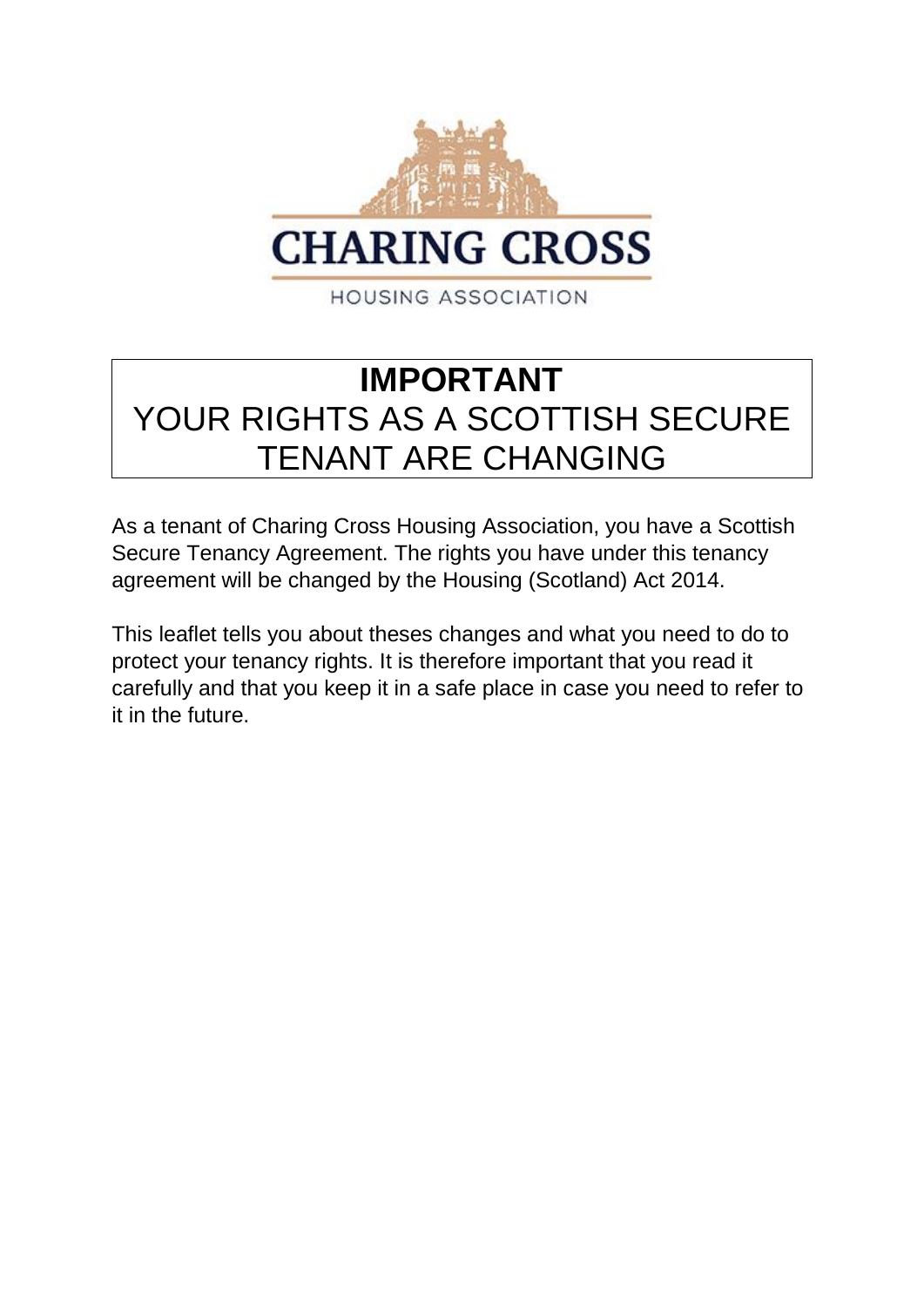CHARING CROSS

HOUSING ASSOCIATION

# IMPORTANT
# YOUR RIGHTS AS A SCOTTISH SECURE TENANT ARE CHANGING

As a tenant of Charing Cross Housing Association, you have a Scottish Secure Tenancy Agreement. The rights you have under this tenancy agreement will be changed by the Housing (Scotland) Act 2014.

This leaflet tells you about theses changes and what you need to do to protect your tenancy rights. It is therefore important that you read it carefully and that you keep it in a safe place in case you need to refer to it in the future.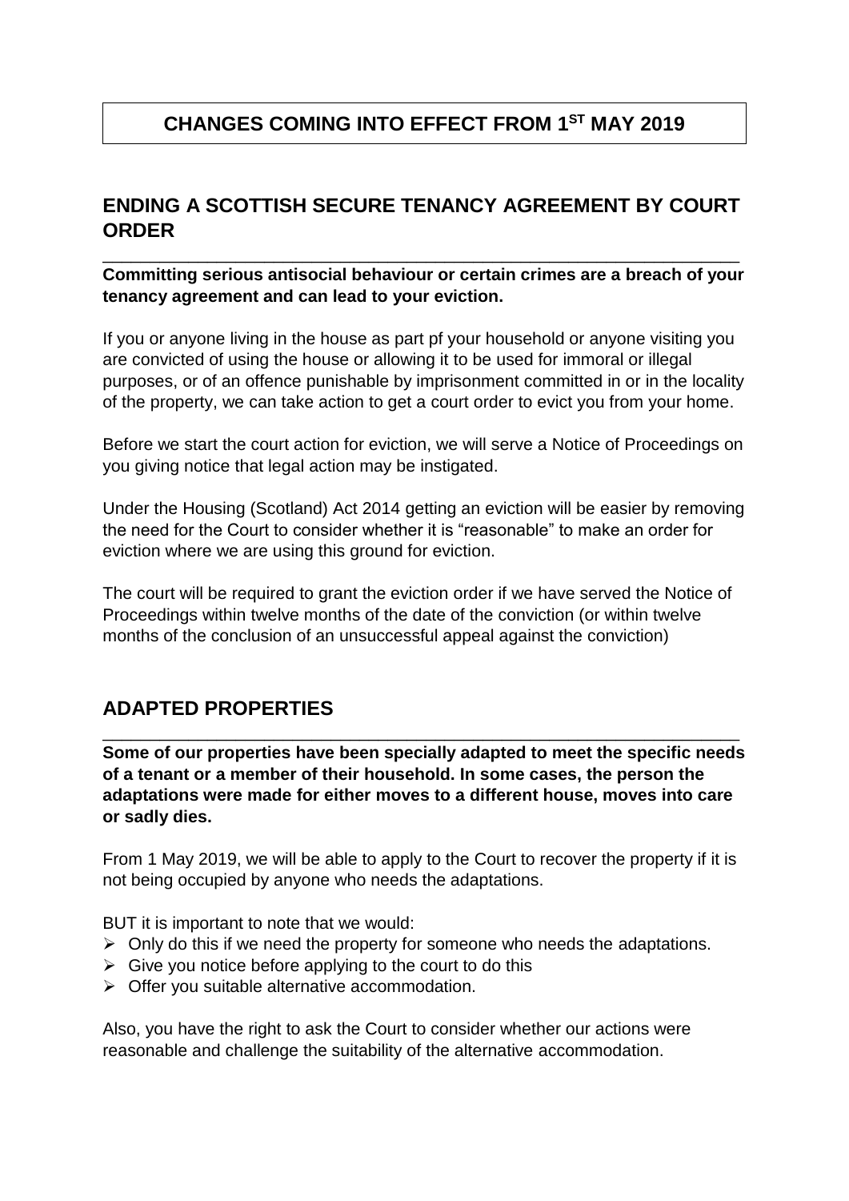# CHANGES COMING INTO EFFECT FROM 1ST MAY 2019

## ENDING A SCOTTISH SECURE TENANCY AGREEMENT BY COURT ORDER

**Committing serious antisocial behaviour or certain crimes are a breach of your tenancy agreement and can lead to your eviction.**

If you or anyone living in the house as part pf your household or anyone visiting you are convicted of using the house or allowing it to be used for immoral or illegal purposes, or of an offence punishable by imprisonment committed in or in the locality of the property, we can take action to get a court order to evict you from your home.

Before we start the court action for eviction, we will serve a Notice of Proceedings on you giving notice that legal action may be instigated.

Under the Housing (Scotland) Act 2014 getting an eviction will be easier by removing the need for the Court to consider whether it is "reasonable" to make an order for eviction where we are using this ground for eviction.

The court will be required to grant the eviction order if we have served the Notice of Proceedings within twelve months of the date of the conviction (or within twelve months of the conclusion of an unsuccessful appeal against the conviction)

## ADAPTED PROPERTIES

**Some of our properties have been specially adapted to meet the specific needs of a tenant or a member of their household. In some cases, the person the adaptations were made for either moves to a different house, moves into care or sadly dies.**

From 1 May 2019, we will be able to apply to the Court to recover the property if it is not being occupied by anyone who needs the adaptations.

BUT it is important to note that we would:

- Only do this if we need the property for someone who needs the adaptations.
- Give you notice before applying to the court to do this
- Offer you suitable alternative accommodation.

Also, you have the right to ask the Court to consider whether our actions were reasonable and challenge the suitability of the alternative accommodation.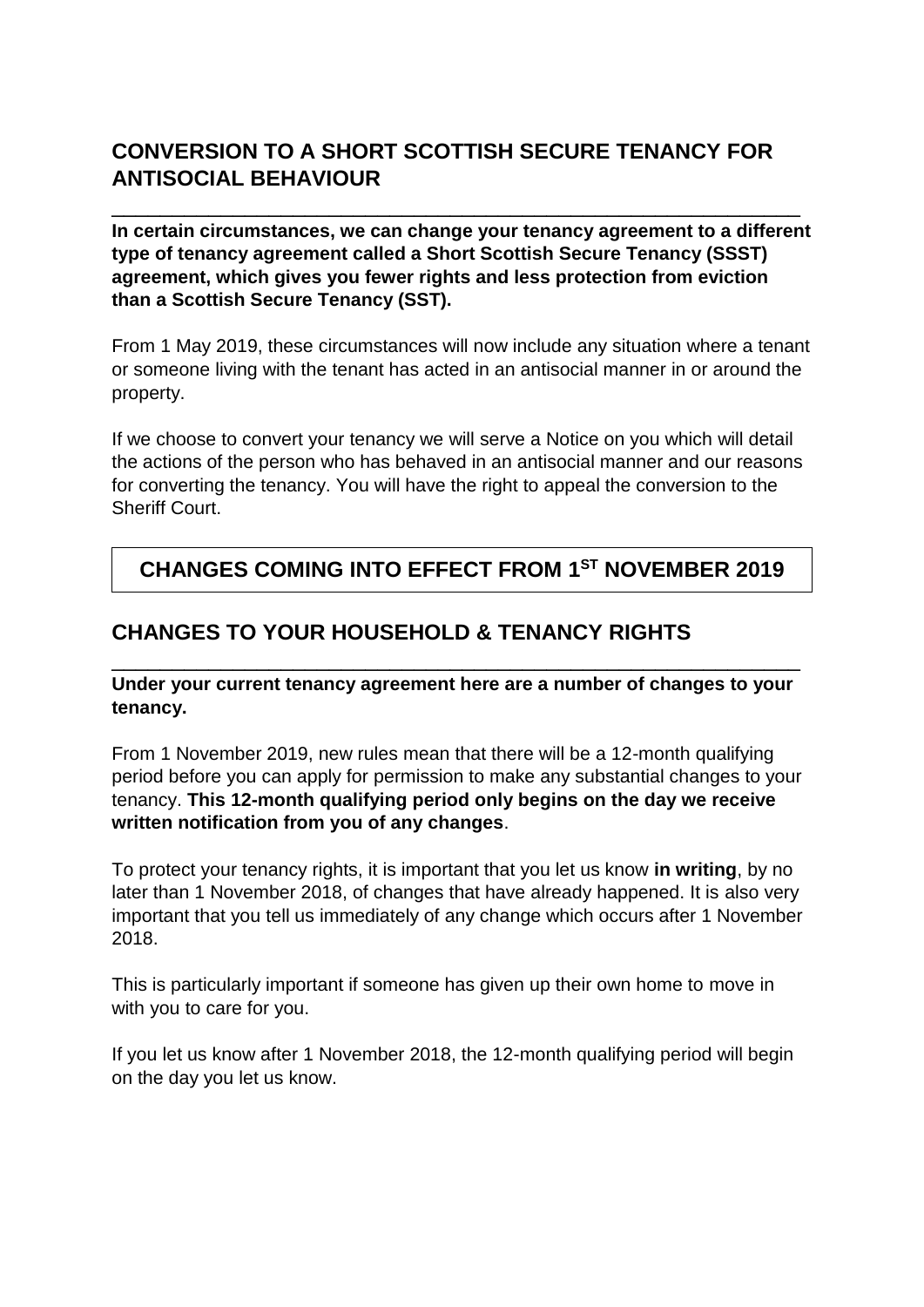## CONVERSION TO A SHORT SCOTTISH SECURE TENANCY FOR ANTISOCIAL BEHAVIOUR

**In certain circumstances, we can change your tenancy agreement to a different type of tenancy agreement called a Short Scottish Secure Tenancy (SSST) agreement, which gives you fewer rights and less protection from eviction than a Scottish Secure Tenancy (SST).**

From 1 May 2019, these circumstances will now include any situation where a tenant or someone living with the tenant has acted in an antisocial manner in or around the property.

If we choose to convert your tenancy we will serve a Notice on you which will detail the actions of the person who has behaved in an antisocial manner and our reasons for converting the tenancy. You will have the right to appeal the conversion to the Sheriff Court.

## CHANGES COMING INTO EFFECT FROM 1ST NOVEMBER 2019

## CHANGES TO YOUR HOUSEHOLD & TENANCY RIGHTS

**Under your current tenancy agreement here are a number of changes to your tenancy.**

From 1 November 2019, new rules mean that there will be a 12-month qualifying period before you can apply for permission to make any substantial changes to your tenancy. **This 12-month qualifying period only begins on the day we receive written notification from you of any changes**.

To protect your tenancy rights, it is important that you let us know **in writing**, by no later than 1 November 2018, of changes that have already happened. It is also very important that you tell us immediately of any change which occurs after 1 November 2018.

This is particularly important if someone has given up their own home to move in with you to care for you.

If you let us know after 1 November 2018, the 12-month qualifying period will begin on the day you let us know.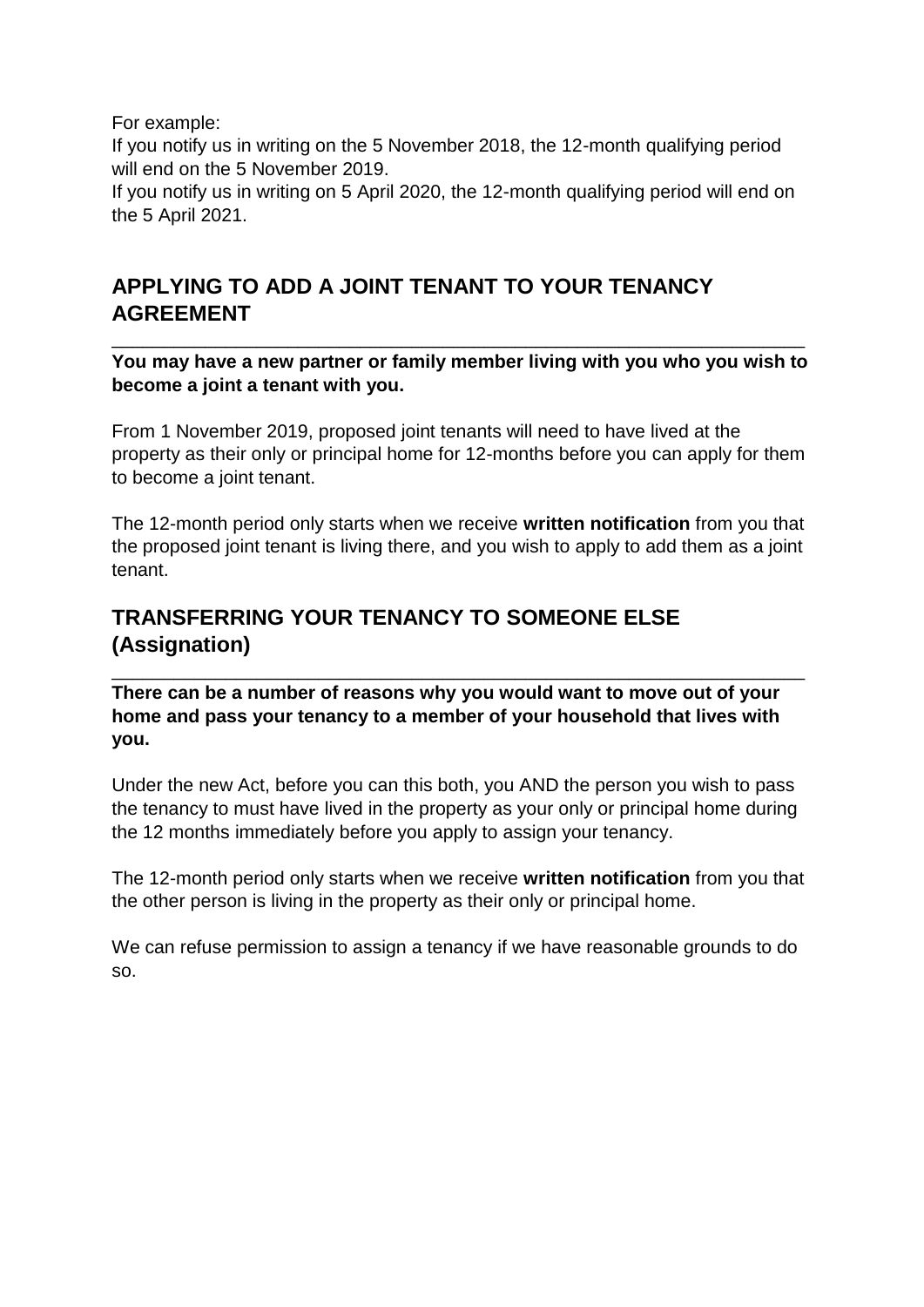For example:

If you notify us in writing on the 5 November 2018, the 12-month qualifying period will end on the 5 November 2019.

If you notify us in writing on 5 April 2020, the 12-month qualifying period will end on the 5 April 2021.

## APPLYING TO ADD A JOINT TENANT TO YOUR TENANCY AGREEMENT

**You may have a new partner or family member living with you who you wish to become a joint a tenant with you.**

From 1 November 2019, proposed joint tenants will need to have lived at the property as their only or principal home for 12-months before you can apply for them to become a joint tenant.

The 12-month period only starts when we receive **written notification** from you that the proposed joint tenant is living there, and you wish to apply to add them as a joint tenant.

## TRANSFERRING YOUR TENANCY TO SOMEONE ELSE (Assignation)

**There can be a number of reasons why you would want to move out of your home and pass your tenancy to a member of your household that lives with you.**

Under the new Act, before you can this both, you AND the person you wish to pass the tenancy to must have lived in the property as your only or principal home during the 12 months immediately before you apply to assign your tenancy.

The 12-month period only starts when we receive **written notification** from you that the other person is living in the property as their only or principal home.

We can refuse permission to assign a tenancy if we have reasonable grounds to do so.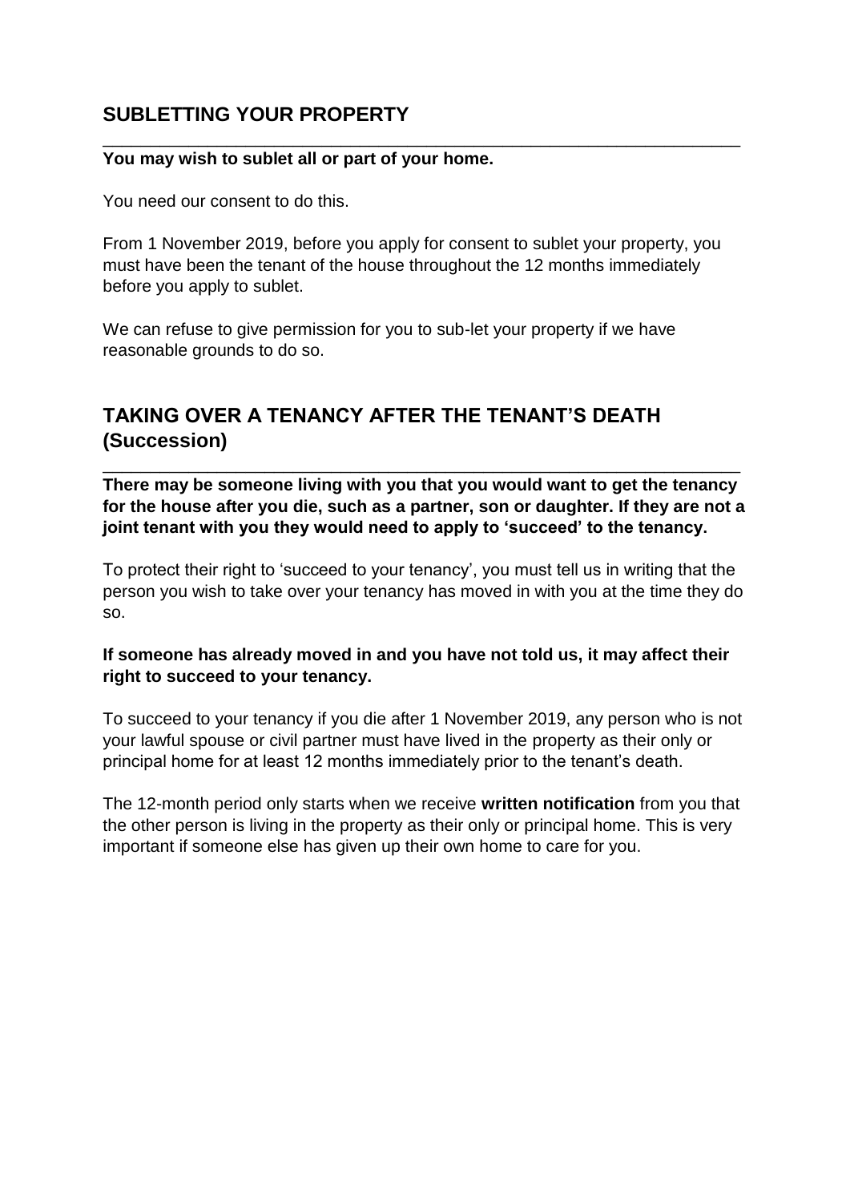## SUBLETTING YOUR PROPERTY

**You may wish to sublet all or part of your home.**

You need our consent to do this.

From 1 November 2019, before you apply for consent to sublet your property, you must have been the tenant of the house throughout the 12 months immediately before you apply to sublet.

We can refuse to give permission for you to sub-let your property if we have reasonable grounds to do so.

## TAKING OVER A TENANCY AFTER THE TENANT'S DEATH (Succession)

**There may be someone living with you that you would want to get the tenancy for the house after you die, such as a partner, son or daughter. If they are not a joint tenant with you they would need to apply to 'succeed' to the tenancy.**

To protect their right to 'succeed to your tenancy', you must tell us in writing that the person you wish to take over your tenancy has moved in with you at the time they do so.

**If someone has already moved in and you have not told us, it may affect their right to succeed to your tenancy.**

To succeed to your tenancy if you die after 1 November 2019, any person who is not your lawful spouse or civil partner must have lived in the property as their only or principal home for at least 12 months immediately prior to the tenant's death.

The 12-month period only starts when we receive **written notification** from you that the other person is living in the property as their only or principal home. This is very important if someone else has given up their own home to care for you.